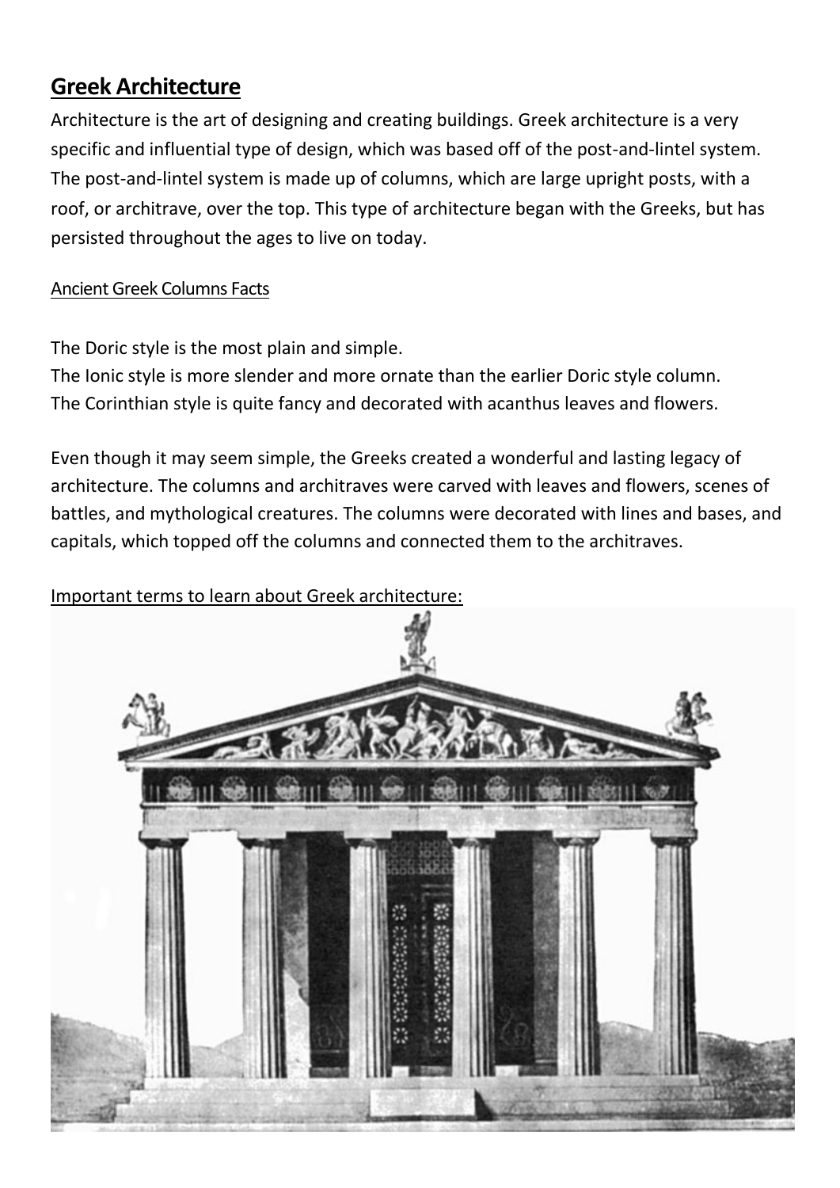# Greek Architecture

Architecture is the art of designing and creating buildings. Greek architecture is a very specific and influential type of design, which was based off of the post-and-lintel system. The post-and-lintel system is made up of columns, which are large upright posts, with a roof, or architrave, over the top. This type of architecture began with the Greeks, but has persisted throughout the ages to live on today.

## Ancient Greek Columns Facts

The Doric style is the most plain and simple.
The Ionic style is more slender and more ornate than the earlier Doric style column.
The Corinthian style is quite fancy and decorated with acanthus leaves and flowers.

Even though it may seem simple, the Greeks created a wonderful and lasting legacy of architecture. The columns and architraves were carved with leaves and flowers, scenes of battles, and mythological creatures. The columns were decorated with lines and bases, and capitals, which topped off the columns and connected them to the architraves.

Important terms to learn about Greek architecture: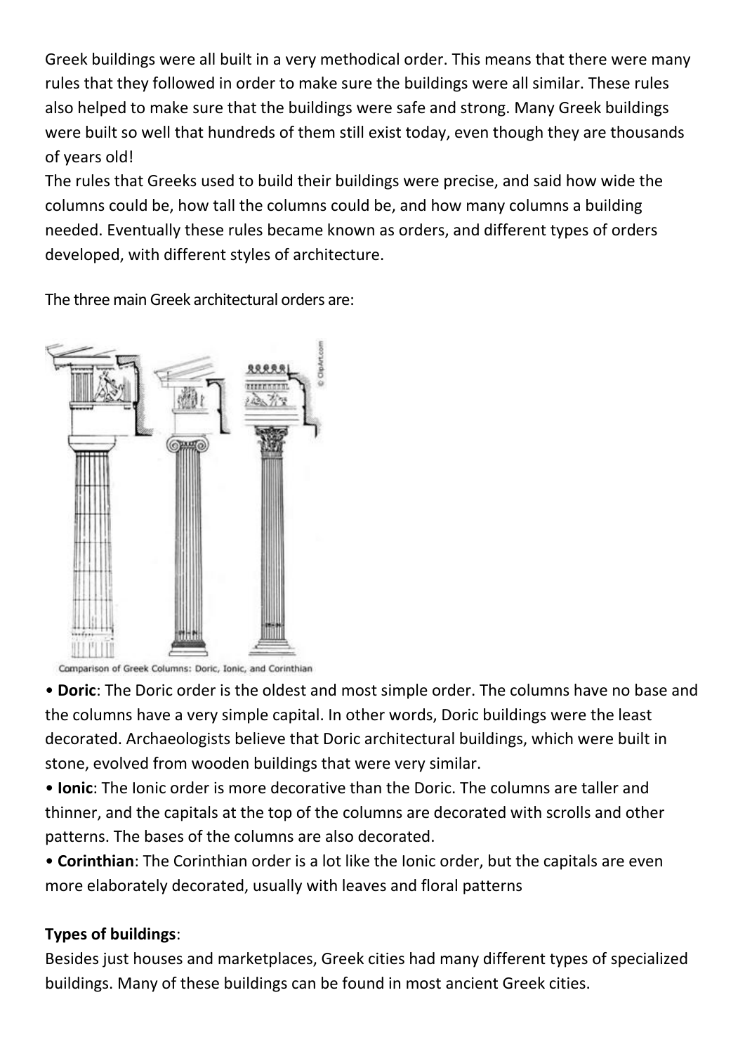Greek buildings were all built in a very methodical order. This means that there were many rules that they followed in order to make sure the buildings were all similar. These rules also helped to make sure that the buildings were safe and strong. Many Greek buildings were built so well that hundreds of them still exist today, even though they are thousands of years old!

The rules that Greeks used to build their buildings were precise, and said how wide the columns could be, how tall the columns could be, and how many columns a building needed. Eventually these rules became known as orders, and different types of orders developed, with different styles of architecture.

The three main Greek architectural orders are:

Comparison of Greek Columns: Doric, Ionic, and Corinthian

- **Doric**: The Doric order is the oldest and most simple order. The columns have no base and the columns have a very simple capital. In other words, Doric buildings were the least decorated. Archaeologists believe that Doric architectural buildings, which were built in stone, evolved from wooden buildings that were very similar.
- **Ionic**: The Ionic order is more decorative than the Doric. The columns are taller and thinner, and the capitals at the top of the columns are decorated with scrolls and other patterns. The bases of the columns are also decorated.
- **Corinthian**: The Corinthian order is a lot like the Ionic order, but the capitals are even more elaborately decorated, usually with leaves and floral patterns

**Types of buildings**:

Besides just houses and marketplaces, Greek cities had many different types of specialized buildings. Many of these buildings can be found in most ancient Greek cities.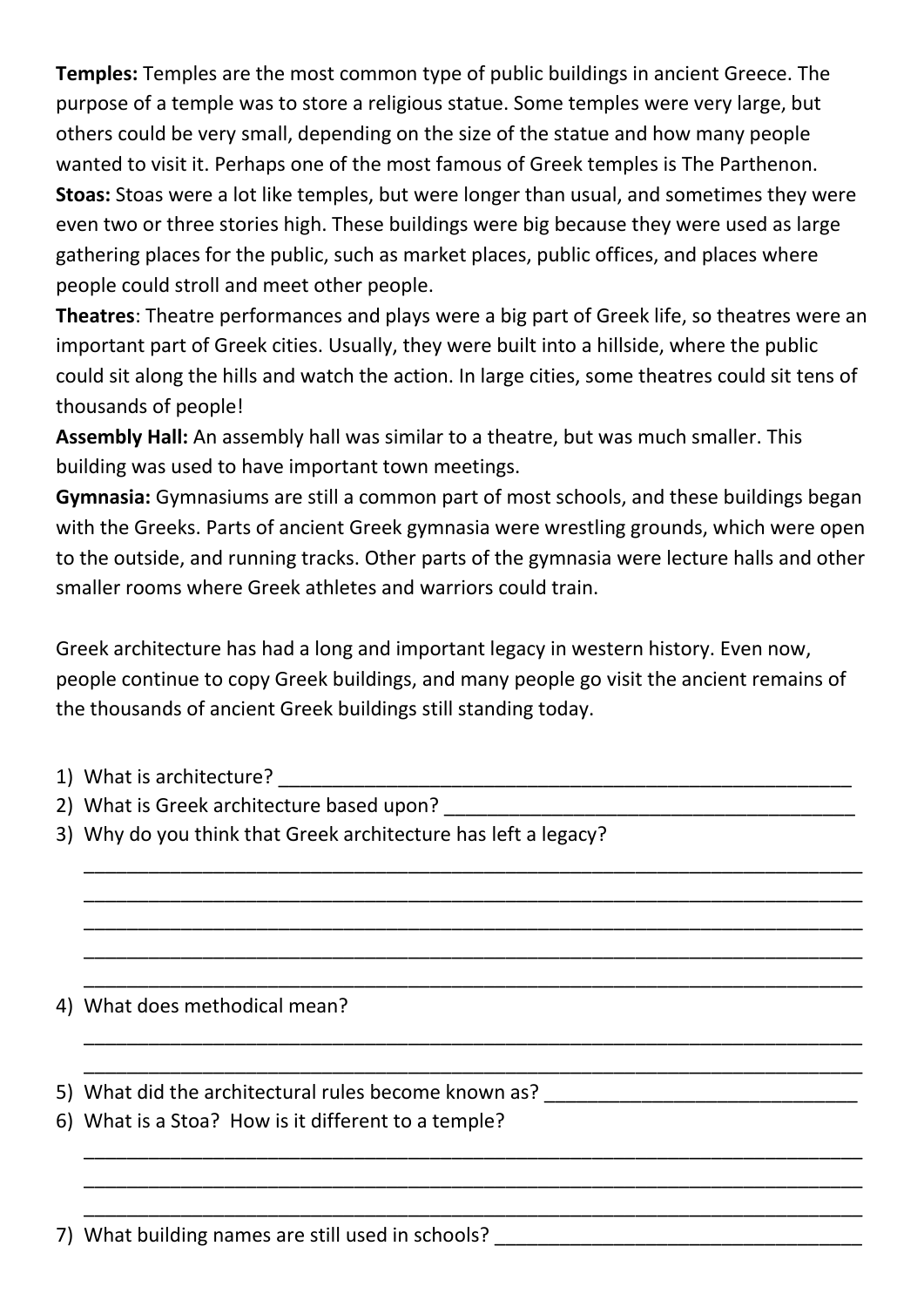**Temples:** Temples are the most common type of public buildings in ancient Greece. The purpose of a temple was to store a religious statue. Some temples were very large, but others could be very small, depending on the size of the statue and how many people wanted to visit it. Perhaps one of the most famous of Greek temples is The Parthenon.
**Stoas:** Stoas were a lot like temples, but were longer than usual, and sometimes they were even two or three stories high. These buildings were big because they were used as large gathering places for the public, such as market places, public offices, and places where people could stroll and meet other people.
**Theatres**: Theatre performances and plays were a big part of Greek life, so theatres were an important part of Greek cities. Usually, they were built into a hillside, where the public could sit along the hills and watch the action. In large cities, some theatres could sit tens of thousands of people!
**Assembly Hall:** An assembly hall was similar to a theatre, but was much smaller. This building was used to have important town meetings.
**Gymnasia:** Gymnasiums are still a common part of most schools, and these buildings began with the Greeks. Parts of ancient Greek gymnasia were wrestling grounds, which were open to the outside, and running tracks. Other parts of the gymnasia were lecture halls and other smaller rooms where Greek athletes and warriors could train.

Greek architecture has had a long and important legacy in western history. Even now, people continue to copy Greek buildings, and many people go visit the ancient remains of the thousands of ancient Greek buildings still standing today.

1) What is architecture? ________________________________________________________
2) What is Greek architecture based upon? _______________________________________
3) Why do you think that Greek architecture has left a legacy?

   ____________________________________________________________________________
   ____________________________________________________________________________
   ____________________________________________________________________________
   ____________________________________________________________________________
   ____________________________________________________________________________

4) What does methodical mean?

   ____________________________________________________________________________
   ____________________________________________________________________________

5) What did the architectural rules become known as? ____________________________
6) What is a Stoa? How is it different to a temple?

   ____________________________________________________________________________
   ____________________________________________________________________________
   ____________________________________________________________________________

7) What building names are still used in schools? __________________________________